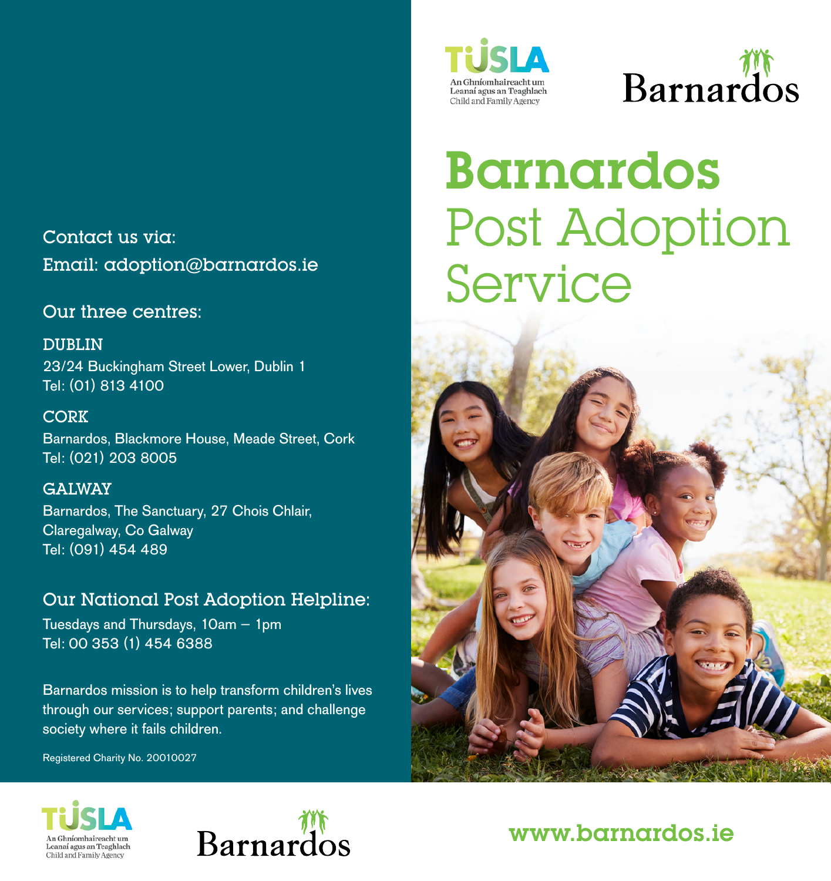# Barnardos Post Adoption Service

Contact us via:

Email: adoption@barnardos.ie

## Our three centres:

**DUBLIN**
23/24 Buckingham Street Lower, Dublin 1
Tel: (01) 813 4100

**CORK**
Barnardos, Blackmore House, Meade Street, Cork
Tel: (021) 203 8005

**GALWAY**
Barnardos, The Sanctuary, 27 Chois Chlair, Claregalway, Co Galway
Tel: (091) 454 489

## Our National Post Adoption Helpline:

Tuesdays and Thursdays, 10am – 1pm
Tel: 00 353 (1) 454 6388

Barnardos mission is to help transform children's lives through our services; support parents; and challenge society where it fails children.

Registered Charity No. 20010027

TUSLA – An Ghníomhaireacht um Leanaí agus an Teaghlach – Child and Family Agency

Barnardos

www.barnardos.ie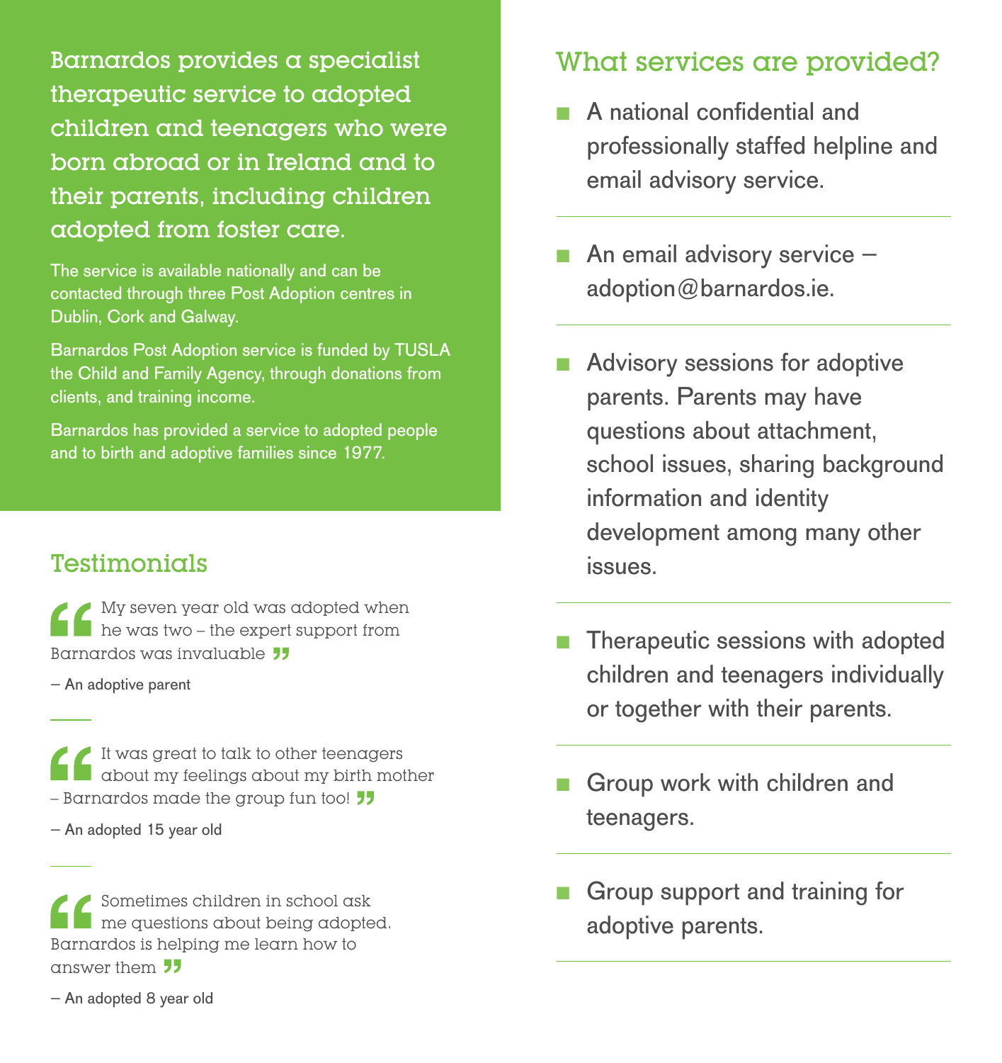Barnardos provides a specialist therapeutic service to adopted children and teenagers who were born abroad or in Ireland and to their parents, including children adopted from foster care.

The service is available nationally and can be contacted through three Post Adoption centres in Dublin, Cork and Galway.

Barnardos Post Adoption service is funded by TUSLA the Child and Family Agency, through donations from clients, and training income.

Barnardos has provided a service to adopted people and to birth and adoptive families since 1977.

## Testimonials

> "My seven year old was adopted when he was two – the expert support from Barnardos was invaluable"

– An adoptive parent

> "It was great to talk to other teenagers about my feelings about my birth mother – Barnardos made the group fun too!"

– An adopted 15 year old

> "Sometimes children in school ask me questions about being adopted. Barnardos is helping me learn how to answer them"

– An adopted 8 year old

## What services are provided?

- A national confidential and professionally staffed helpline and email advisory service.
- An email advisory service – adoption@barnardos.ie.
- Advisory sessions for adoptive parents. Parents may have questions about attachment, school issues, sharing background information and identity development among many other issues.
- Therapeutic sessions with adopted children and teenagers individually or together with their parents.
- Group work with children and teenagers.
- Group support and training for adoptive parents.